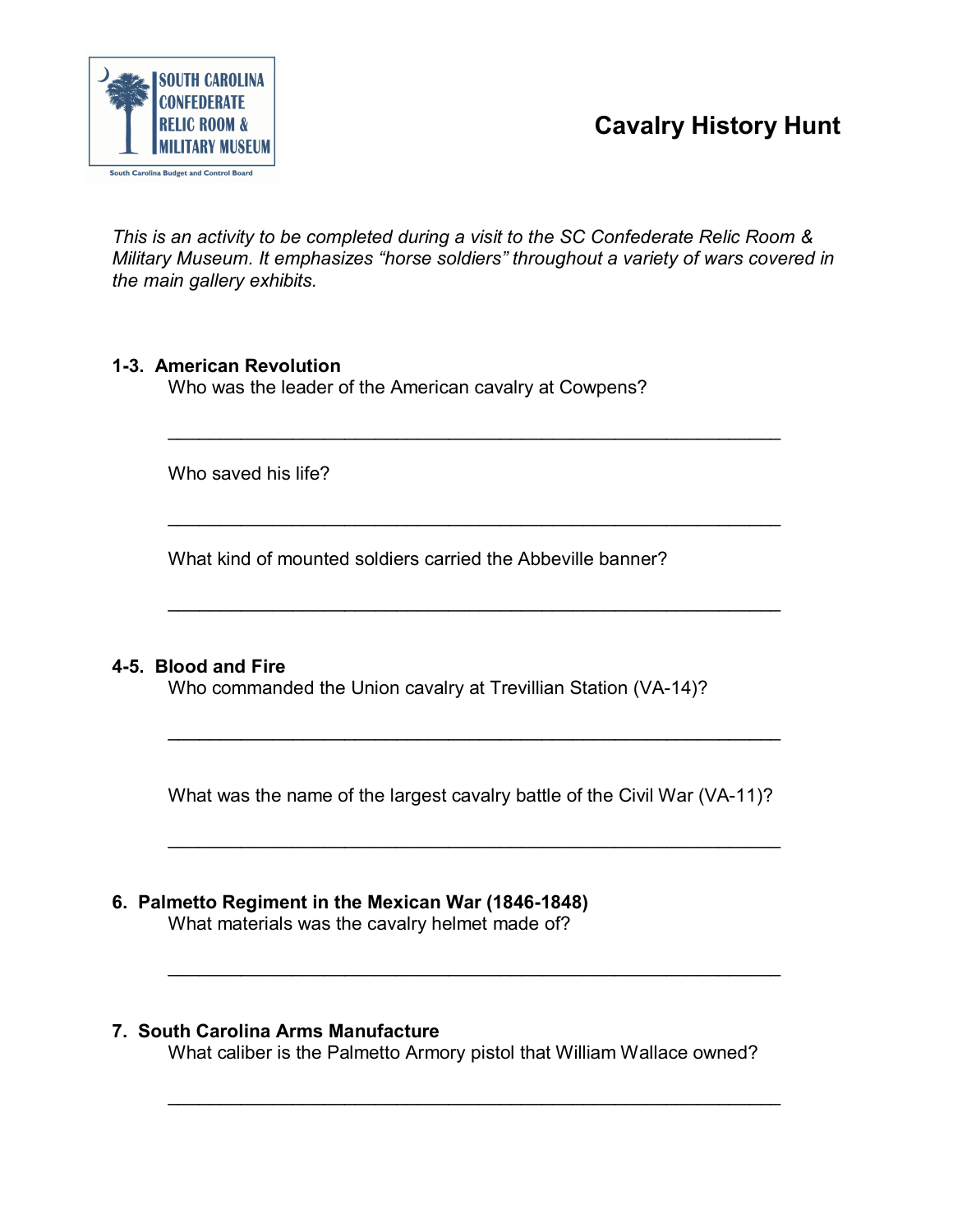SOUTH CAROLINA CONFEDERATE RELIC ROOM & MILITARY MUSEUM

South Carolina Budget and Control Board

# Cavalry History Hunt

*This is an activity to be completed during a visit to the SC Confederate Relic Room & Military Museum. It emphasizes "horse soldiers" throughout a variety of wars covered in the main gallery exhibits.*

**1-3. American Revolution**

Who was the leader of the American cavalry at Cowpens?

\_\_\_\_\_\_\_\_\_\_\_\_\_\_\_\_\_\_\_\_\_\_\_\_\_\_\_\_\_\_\_\_\_\_\_\_\_\_\_\_\_\_\_\_\_\_\_\_\_\_\_\_\_\_\_\_\_\_

Who saved his life?

\_\_\_\_\_\_\_\_\_\_\_\_\_\_\_\_\_\_\_\_\_\_\_\_\_\_\_\_\_\_\_\_\_\_\_\_\_\_\_\_\_\_\_\_\_\_\_\_\_\_\_\_\_\_\_\_\_\_

What kind of mounted soldiers carried the Abbeville banner?

\_\_\_\_\_\_\_\_\_\_\_\_\_\_\_\_\_\_\_\_\_\_\_\_\_\_\_\_\_\_\_\_\_\_\_\_\_\_\_\_\_\_\_\_\_\_\_\_\_\_\_\_\_\_\_\_\_\_

**4-5. Blood and Fire**

Who commanded the Union cavalry at Trevillian Station (VA-14)?

\_\_\_\_\_\_\_\_\_\_\_\_\_\_\_\_\_\_\_\_\_\_\_\_\_\_\_\_\_\_\_\_\_\_\_\_\_\_\_\_\_\_\_\_\_\_\_\_\_\_\_\_\_\_\_\_\_\_

What was the name of the largest cavalry battle of the Civil War (VA-11)?

\_\_\_\_\_\_\_\_\_\_\_\_\_\_\_\_\_\_\_\_\_\_\_\_\_\_\_\_\_\_\_\_\_\_\_\_\_\_\_\_\_\_\_\_\_\_\_\_\_\_\_\_\_\_\_\_\_\_

**6. Palmetto Regiment in the Mexican War (1846-1848)**

What materials was the cavalry helmet made of?

\_\_\_\_\_\_\_\_\_\_\_\_\_\_\_\_\_\_\_\_\_\_\_\_\_\_\_\_\_\_\_\_\_\_\_\_\_\_\_\_\_\_\_\_\_\_\_\_\_\_\_\_\_\_\_\_\_\_

**7. South Carolina Arms Manufacture**

What caliber is the Palmetto Armory pistol that William Wallace owned?

\_\_\_\_\_\_\_\_\_\_\_\_\_\_\_\_\_\_\_\_\_\_\_\_\_\_\_\_\_\_\_\_\_\_\_\_\_\_\_\_\_\_\_\_\_\_\_\_\_\_\_\_\_\_\_\_\_\_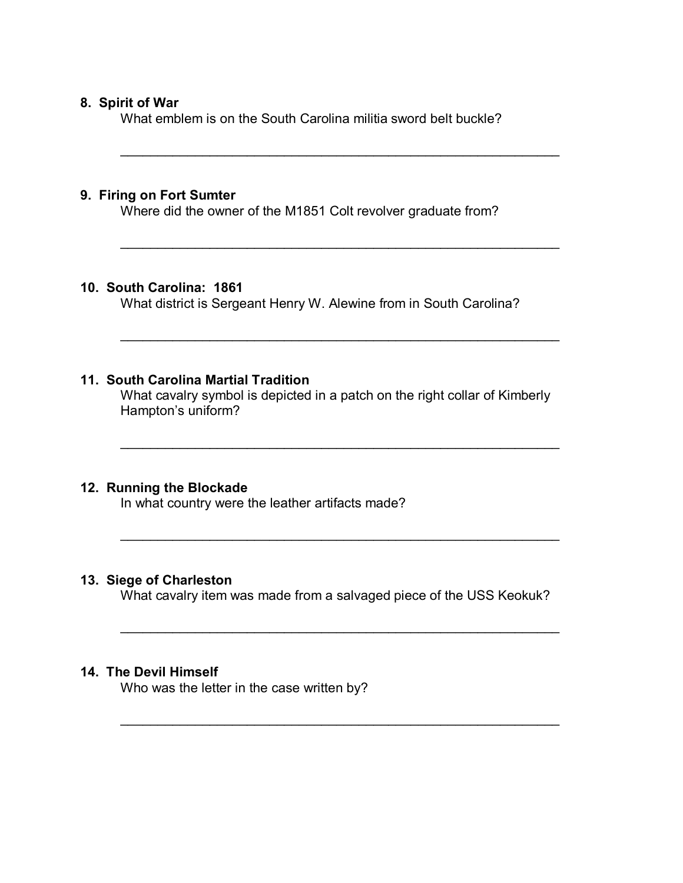**8. Spirit of War**

What emblem is on the South Carolina militia sword belt buckle?

\_\_\_\_\_\_\_\_\_\_\_\_\_\_\_\_\_\_\_\_\_\_\_\_\_\_\_\_\_\_\_\_\_\_\_\_\_\_\_\_\_\_\_\_\_\_\_\_\_\_\_\_\_\_\_\_\_\_\_\_

**9. Firing on Fort Sumter**

Where did the owner of the M1851 Colt revolver graduate from?

\_\_\_\_\_\_\_\_\_\_\_\_\_\_\_\_\_\_\_\_\_\_\_\_\_\_\_\_\_\_\_\_\_\_\_\_\_\_\_\_\_\_\_\_\_\_\_\_\_\_\_\_\_\_\_\_\_\_\_\_

**10. South Carolina: 1861**

What district is Sergeant Henry W. Alewine from in South Carolina?

\_\_\_\_\_\_\_\_\_\_\_\_\_\_\_\_\_\_\_\_\_\_\_\_\_\_\_\_\_\_\_\_\_\_\_\_\_\_\_\_\_\_\_\_\_\_\_\_\_\_\_\_\_\_\_\_\_\_\_\_

**11. South Carolina Martial Tradition**

What cavalry symbol is depicted in a patch on the right collar of Kimberly Hampton's uniform?

\_\_\_\_\_\_\_\_\_\_\_\_\_\_\_\_\_\_\_\_\_\_\_\_\_\_\_\_\_\_\_\_\_\_\_\_\_\_\_\_\_\_\_\_\_\_\_\_\_\_\_\_\_\_\_\_\_\_\_\_

**12. Running the Blockade**

In what country were the leather artifacts made?

\_\_\_\_\_\_\_\_\_\_\_\_\_\_\_\_\_\_\_\_\_\_\_\_\_\_\_\_\_\_\_\_\_\_\_\_\_\_\_\_\_\_\_\_\_\_\_\_\_\_\_\_\_\_\_\_\_\_\_\_

**13. Siege of Charleston**

What cavalry item was made from a salvaged piece of the USS Keokuk?

\_\_\_\_\_\_\_\_\_\_\_\_\_\_\_\_\_\_\_\_\_\_\_\_\_\_\_\_\_\_\_\_\_\_\_\_\_\_\_\_\_\_\_\_\_\_\_\_\_\_\_\_\_\_\_\_\_\_\_\_

**14. The Devil Himself**

Who was the letter in the case written by?

\_\_\_\_\_\_\_\_\_\_\_\_\_\_\_\_\_\_\_\_\_\_\_\_\_\_\_\_\_\_\_\_\_\_\_\_\_\_\_\_\_\_\_\_\_\_\_\_\_\_\_\_\_\_\_\_\_\_\_\_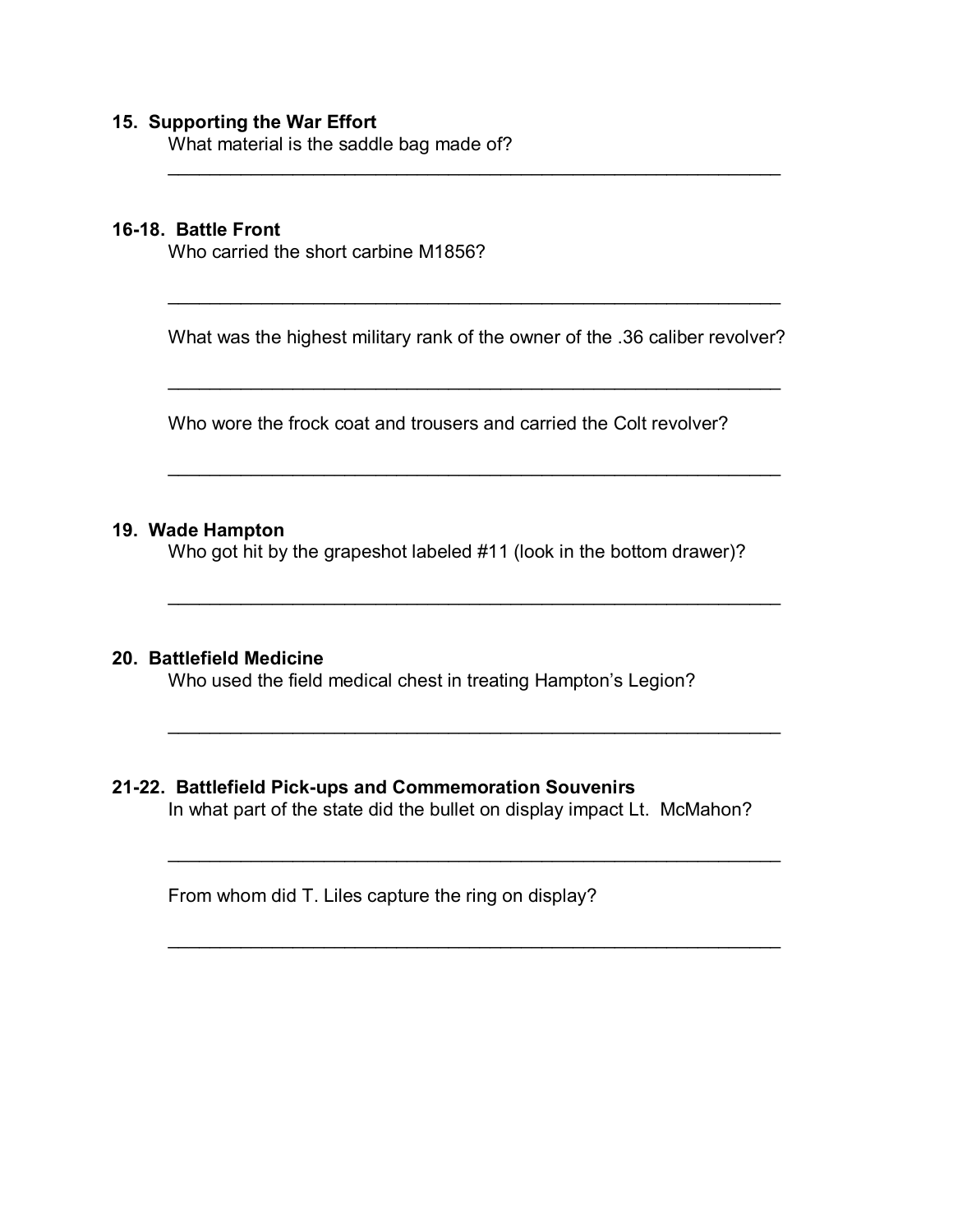**15. Supporting the War Effort**

What material is the saddle bag made of?

\_\_\_\_\_\_\_\_\_\_\_\_\_\_\_\_\_\_\_\_\_\_\_\_\_\_\_\_\_\_\_\_\_\_\_\_\_\_\_\_\_\_\_\_\_\_\_\_\_\_\_\_\_\_\_\_\_\_\_\_

**16-18. Battle Front**

Who carried the short carbine M1856?

\_\_\_\_\_\_\_\_\_\_\_\_\_\_\_\_\_\_\_\_\_\_\_\_\_\_\_\_\_\_\_\_\_\_\_\_\_\_\_\_\_\_\_\_\_\_\_\_\_\_\_\_\_\_\_\_\_\_\_\_

What was the highest military rank of the owner of the .36 caliber revolver?

\_\_\_\_\_\_\_\_\_\_\_\_\_\_\_\_\_\_\_\_\_\_\_\_\_\_\_\_\_\_\_\_\_\_\_\_\_\_\_\_\_\_\_\_\_\_\_\_\_\_\_\_\_\_\_\_\_\_\_\_

Who wore the frock coat and trousers and carried the Colt revolver?

\_\_\_\_\_\_\_\_\_\_\_\_\_\_\_\_\_\_\_\_\_\_\_\_\_\_\_\_\_\_\_\_\_\_\_\_\_\_\_\_\_\_\_\_\_\_\_\_\_\_\_\_\_\_\_\_\_\_\_\_

**19. Wade Hampton**

Who got hit by the grapeshot labeled #11 (look in the bottom drawer)?

\_\_\_\_\_\_\_\_\_\_\_\_\_\_\_\_\_\_\_\_\_\_\_\_\_\_\_\_\_\_\_\_\_\_\_\_\_\_\_\_\_\_\_\_\_\_\_\_\_\_\_\_\_\_\_\_\_\_\_\_

**20. Battlefield Medicine**

Who used the field medical chest in treating Hampton's Legion?

\_\_\_\_\_\_\_\_\_\_\_\_\_\_\_\_\_\_\_\_\_\_\_\_\_\_\_\_\_\_\_\_\_\_\_\_\_\_\_\_\_\_\_\_\_\_\_\_\_\_\_\_\_\_\_\_\_\_\_\_

**21-22. Battlefield Pick-ups and Commemoration Souvenirs**

In what part of the state did the bullet on display impact Lt. McMahon?

\_\_\_\_\_\_\_\_\_\_\_\_\_\_\_\_\_\_\_\_\_\_\_\_\_\_\_\_\_\_\_\_\_\_\_\_\_\_\_\_\_\_\_\_\_\_\_\_\_\_\_\_\_\_\_\_\_\_\_\_

From whom did T. Liles capture the ring on display?

\_\_\_\_\_\_\_\_\_\_\_\_\_\_\_\_\_\_\_\_\_\_\_\_\_\_\_\_\_\_\_\_\_\_\_\_\_\_\_\_\_\_\_\_\_\_\_\_\_\_\_\_\_\_\_\_\_\_\_\_